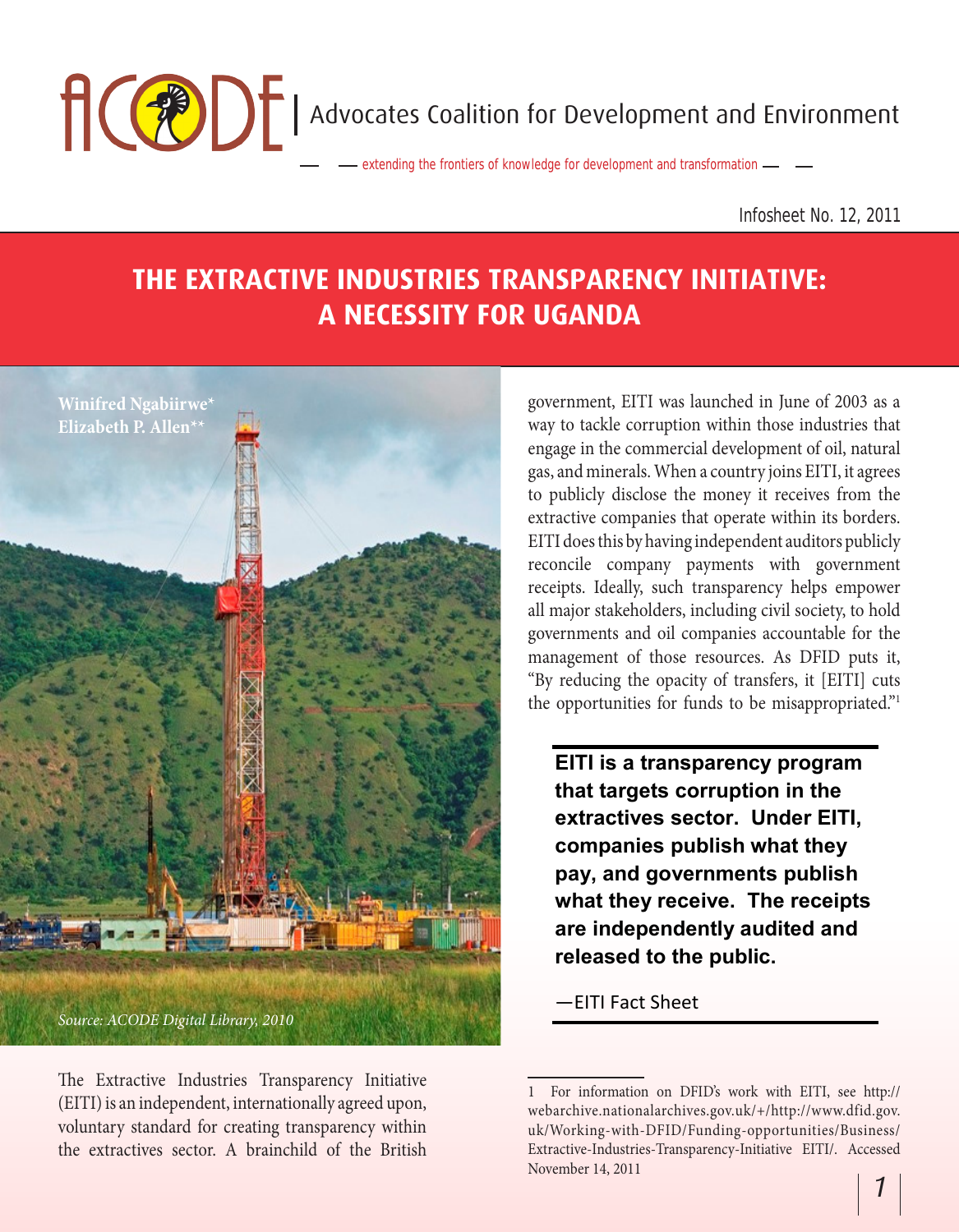Advocates Coalition for Development and Environment

— extending the frontiers of knowledge for development and transformation —

Infosheet No. 12, 2011

# THE EXTRACTIVE INDUSTRIES TRANSPARENCY INITIATIVE: A NECESSITY FOR UGANDA

**Winifred Ngabiirwe***
**Elizabeth P. Allen****

*Source: ACODE Digital Library, 2010*

The Extractive Industries Transparency Initiative (EITI) is an independent, internationally agreed upon, voluntary standard for creating transparency within the extractives sector. A brainchild of the British government, EITI was launched in June of 2003 as a way to tackle corruption within those industries that engage in the commercial development of oil, natural gas, and minerals. When a country joins EITI, it agrees to publicly disclose the money it receives from the extractive companies that operate within its borders. EITI does this by having independent auditors publicly reconcile company payments with government receipts. Ideally, such transparency helps empower all major stakeholders, including civil society, to hold governments and oil companies accountable for the management of those resources. As DFID puts it, "By reducing the opacity of transfers, it [EITI] cuts the opportunities for funds to be misappropriated."[1]

> **EITI is a transparency program that targets corruption in the extractives sector. Under EITI, companies publish what they pay, and governments publish what they receive. The receipts are independently audited and released to the public.**
>
> —EITI Fact Sheet

1 For information on DFID's work with EITI, see http://webarchive.nationalarchives.gov.uk/+/http://www.dfid.gov.uk/Working-with-DFID/Funding-opportunities/Business/Extractive-Industries-Transparency-Initiative EITI/. Accessed November 14, 2011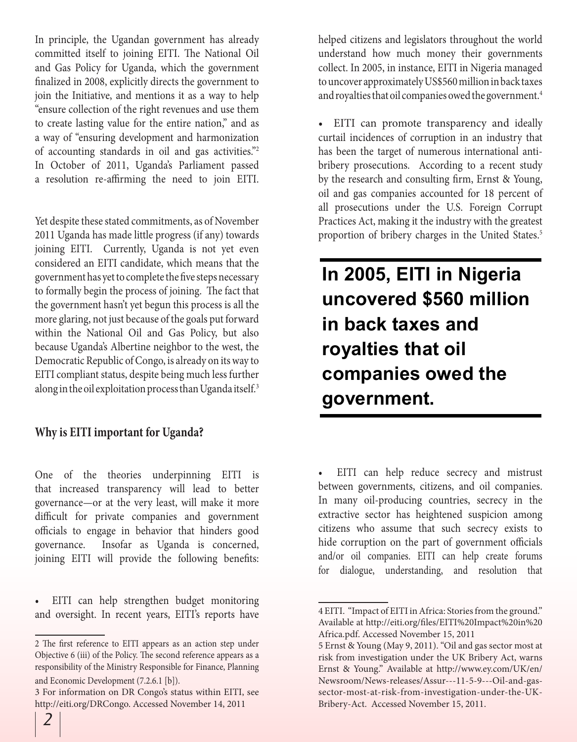In principle, the Ugandan government has already committed itself to joining EITI. The National Oil and Gas Policy for Uganda, which the government finalized in 2008, explicitly directs the government to join the Initiative, and mentions it as a way to help "ensure collection of the right revenues and use them to create lasting value for the entire nation," and as a way of "ensuring development and harmonization of accounting standards in oil and gas activities."[2] In October of 2011, Uganda's Parliament passed a resolution re-affirming the need to join EITI.

Yet despite these stated commitments, as of November 2011 Uganda has made little progress (if any) towards joining EITI. Currently, Uganda is not yet even considered an EITI candidate, which means that the government has yet to complete the five steps necessary to formally begin the process of joining. The fact that the government hasn't yet begun this process is all the more glaring, not just because of the goals put forward within the National Oil and Gas Policy, but also because Uganda's Albertine neighbor to the west, the Democratic Republic of Congo, is already on its way to EITI compliant status, despite being much less further along in the oil exploitation process than Uganda itself.[3]

### Why is EITI important for Uganda?

One of the theories underpinning EITI is that increased transparency will lead to better governance—or at the very least, will make it more difficult for private companies and government officials to engage in behavior that hinders good governance. Insofar as Uganda is concerned, joining EITI will provide the following benefits:

- EITI can help strengthen budget monitoring and oversight. In recent years, EITI's reports have helped citizens and legislators throughout the world understand how much money their governments collect. In 2005, in instance, EITI in Nigeria managed to uncover approximately US$560 million in back taxes and royalties that oil companies owed the government.[4]

- EITI can promote transparency and ideally curtail incidences of corruption in an industry that has been the target of numerous international anti-bribery prosecutions. According to a recent study by the research and consulting firm, Ernst & Young, oil and gas companies accounted for 18 percent of all prosecutions under the U.S. Foreign Corrupt Practices Act, making it the industry with the greatest proportion of bribery charges in the United States.[5]

**In 2005, EITI in Nigeria uncovered $560 million in back taxes and royalties that oil companies owed the government.**

- EITI can help reduce secrecy and mistrust between governments, citizens, and oil companies. In many oil-producing countries, secrecy in the extractive sector has heightened suspicion among citizens who assume that such secrecy exists to hide corruption on the part of government officials and/or oil companies. EITI can help create forums for dialogue, understanding, and resolution that

---

2 The first reference to EITI appears as an action step under Objective 6 (iii) of the Policy. The second reference appears as a responsibility of the Ministry Responsible for Finance, Planning and Economic Development (7.2.6.1 [b]).

3 For information on DR Congo's status within EITI, see http://eiti.org/DRCongo. Accessed November 14, 2011

4 EITI. "Impact of EITI in Africa: Stories from the ground." Available at http://eiti.org/files/EITI%20Impact%20in%20Africa.pdf. Accessed November 15, 2011

5 Ernst & Young (May 9, 2011). "Oil and gas sector most at risk from investigation under the UK Bribery Act, warns Ernst & Young." Available at http://www.ey.com/UK/en/Newsroom/News-releases/Assur---11-5-9---Oil-and-gas-sector-most-at-risk-from-investigation-under-the-UK-Bribery-Act. Accessed November 15, 2011.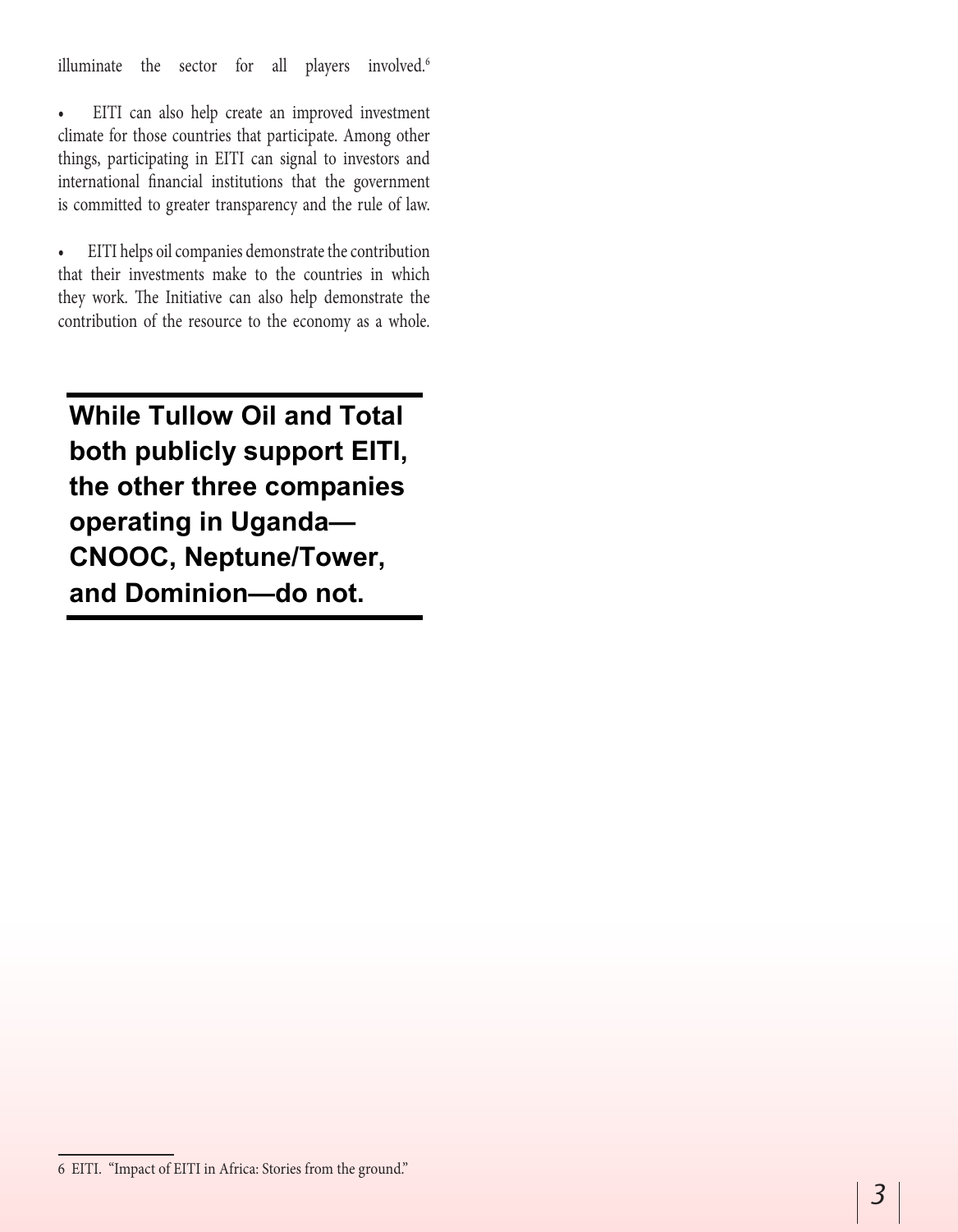illuminate the sector for all players involved.[6]

- EITI can also help create an improved investment climate for those countries that participate. Among other things, participating in EITI can signal to investors and international financial institutions that the government is committed to greater transparency and the rule of law.

- EITI helps oil companies demonstrate the contribution that their investments make to the countries in which they work. The Initiative can also help demonstrate the contribution of the resource to the economy as a whole.

**While Tullow Oil and Total both publicly support EITI, the other three companies operating in Uganda—CNOOC, Neptune/Tower, and Dominion—do not.**

---

6 EITI. "Impact of EITI in Africa: Stories from the ground."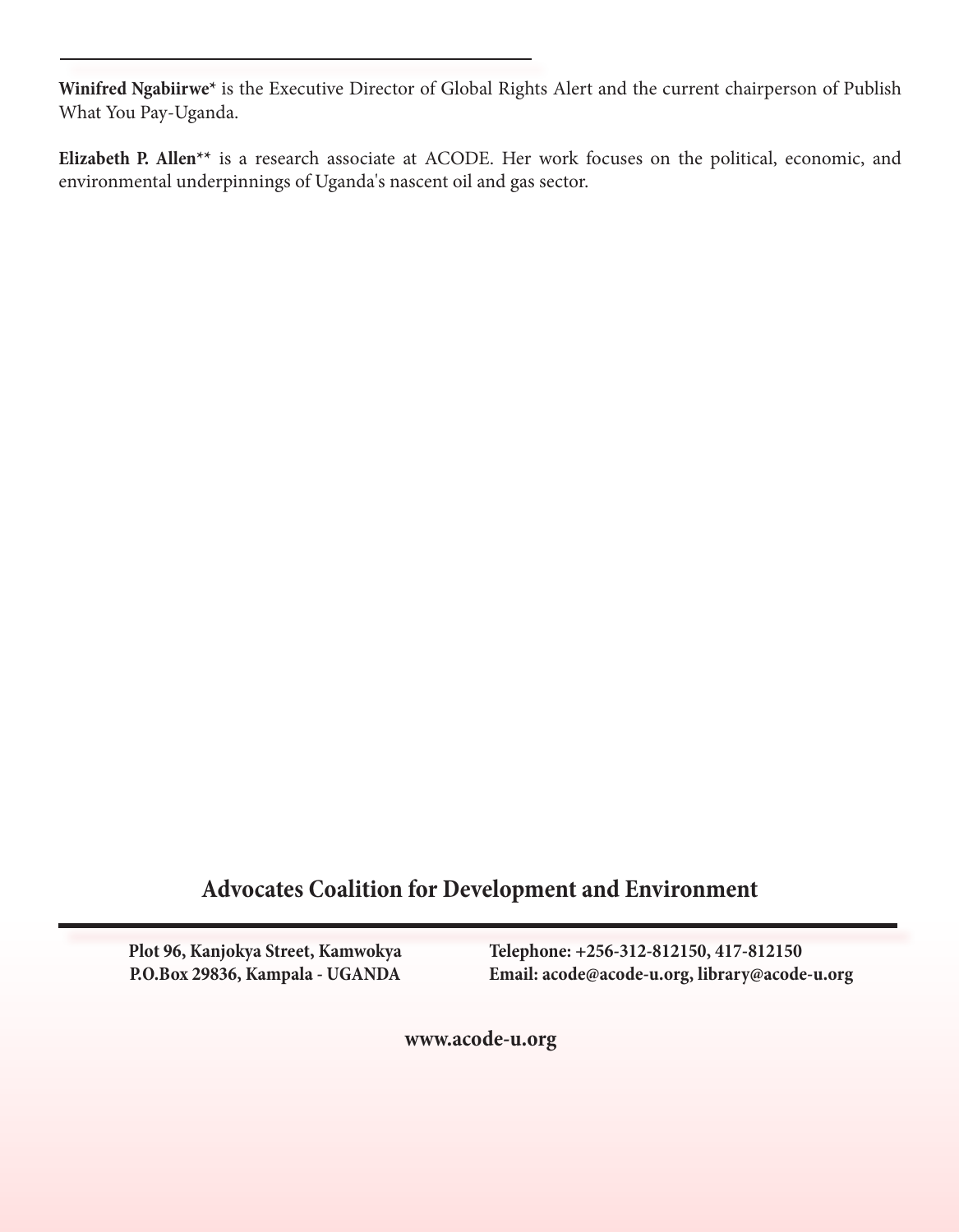**Winifred Ngabiirwe*** is the Executive Director of Global Rights Alert and the current chairperson of Publish What You Pay-Uganda.

**Elizabeth P. Allen**** is a research associate at ACODE. Her work focuses on the political, economic, and environmental underpinnings of Uganda's nascent oil and gas sector.

## Advocates Coalition for Development and Environment

**Plot 96, Kanjokya Street, Kamwokya**
**P.O.Box 29836, Kampala - UGANDA**

**Telephone: +256-312-812150, 417-812150**
**Email: acode@acode-u.org, library@acode-u.org**

**www.acode-u.org**